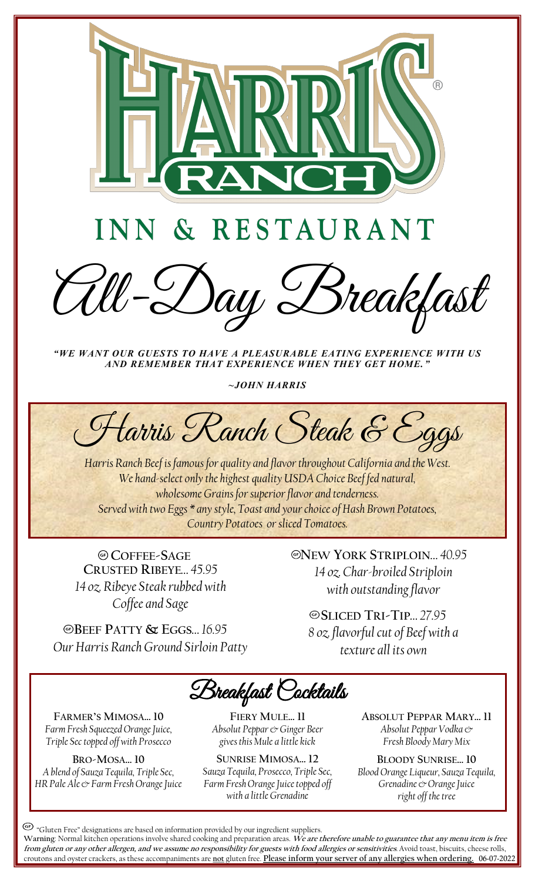# HARRIS RANCH

## INN & RESTAURANT

# All-Day Breakfast

***"WE WANT OUR GUESTS TO HAVE A PLEASURABLE EATING EXPERIENCE WITH US AND REMEMBER THAT EXPERIENCE WHEN THEY GET HOME."***

***~JOHN HARRIS***

## Harris Ranch Steak & Eggs

*Harris Ranch Beef is famous for quality and flavor throughout California and the West. We hand-select only the highest quality USDA Choice Beef fed natural, wholesome Grains for superior flavor and tenderness. Served with two Eggs\* any style, Toast and your choice of Hash Brown Potatoes, Country Potatoes or sliced Tomatoes.*

**GF COFFEE-SAGE CRUSTED RIBEYE...** *45.95*
*14 oz. Ribeye Steak rubbed with Coffee and Sage*

**GF BEEF PATTY & EGGS...** *16.95*
*Our Harris Ranch Ground Sirloin Patty*

**GF NEW YORK STRIPLOIN...** *40.95*
*14 oz. Char-broiled Striploin with outstanding flavor*

**GF SLICED TRI-TIP...** *27.95*
*8 oz. flavorful cut of Beef with a texture all its own*

## Breakfast Cocktails

**FARMER'S MIMOSA... 10**
*Farm Fresh Squeezed Orange Juice, Triple Sec topped off with Prosecco*

**BRO-MOSA... 10**
*A blend of Sauza Tequila, Triple Sec, HR Pale Ale & Farm Fresh Orange Juice*

**FIERY MULE... 11**
*Absolut Peppar & Ginger Beer gives this Mule a little kick*

**SUNRISE MIMOSA... 12**
*Sauza Tequila, Prosecco, Triple Sec, Farm Fresh Orange Juice topped off with a little Grenadine*

**ABSOLUT PEPPAR MARY... 11**
*Absolut Peppar Vodka & Fresh Bloody Mary Mix*

**BLOODY SUNRISE... 10**
*Blood Orange Liqueur, Sauza Tequila, Grenadine & Orange Juice right off the tree*

GF "Gluten Free" designations are based on information provided by our ingredient suppliers.
**Warning**: Normal kitchen operations involve shared cooking and preparation areas. ***We are therefore unable to guarantee that any menu item is free from gluten or any other allergen, and we assume no responsibility for guests with food allergies or sensitivities.*** Avoid toast, biscuits, cheese rolls, croutons and oyster crackers, as these accompaniments are not gluten free. **Please inform your server of any allergies when ordering.** 06-07-2022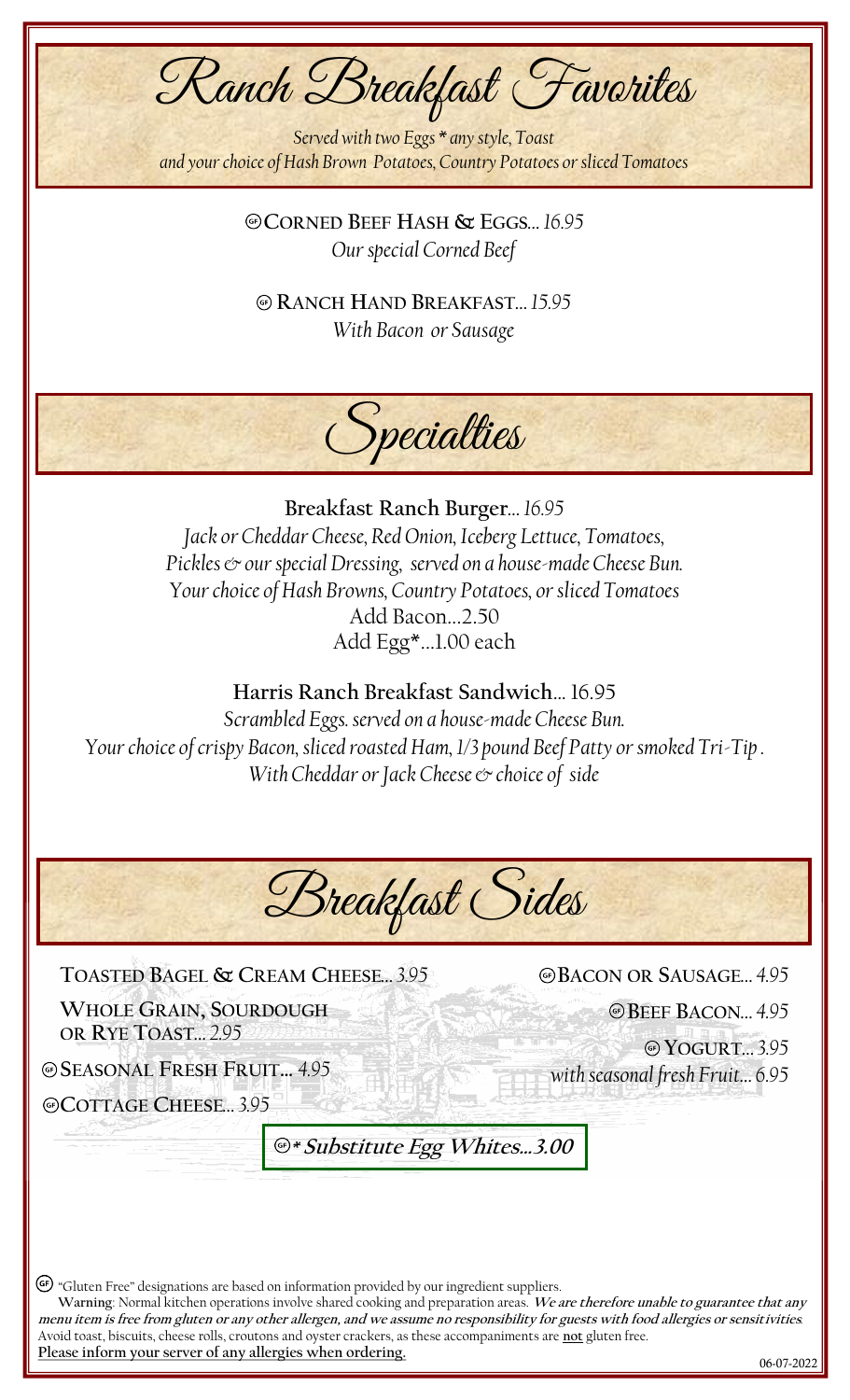# Ranch Breakfast Favorites

*Served with two Eggs \* any style, Toast and your choice of Hash Brown Potatoes, Country Potatoes or sliced Tomatoes*

(GF) **CORNED BEEF HASH & EGGS**... *16.95*
*Our special Corned Beef*

(GF) **RANCH HAND BREAKFAST**... *15.95*
*With Bacon or Sausage*

# Specialties

**Breakfast Ranch Burger**... *16.95*
*Jack or Cheddar Cheese, Red Onion, Iceberg Lettuce, Tomatoes, Pickles & our special Dressing, served on a house-made Cheese Bun. Your choice of Hash Browns, Country Potatoes, or sliced Tomatoes*
Add Bacon...2.50
Add Egg\*...1.00 each

**Harris Ranch Breakfast Sandwich**... 16.95
*Scrambled Eggs. served on a house-made Cheese Bun. Your choice of crispy Bacon, sliced roasted Ham, 1/3 pound Beef Patty or smoked Tri-Tip . With Cheddar or Jack Cheese & choice of side*

# Breakfast Sides

**TOASTED BAGEL & CREAM CHEESE**... *3.95*

**WHOLE GRAIN, SOURDOUGH OR RYE TOAST**... *2.95*

(GF) **SEASONAL FRESH FRUIT**... *4.95*

(GF) **COTTAGE CHEESE**... *3.95*

(GF) **BACON OR SAUSAGE**... *4.95*

(GF) **BEEF BACON**... *4.95*

(GF) **YOGURT**... *3.95*
*with seasonal fresh Fruit... 6.95*

(GF) **\* *Substitute Egg Whites...3.00***

(GF) "Gluten Free" designations are based on information provided by our ingredient suppliers.
**Warning**: Normal kitchen operations involve shared cooking and preparation areas. ***We are therefore unable to guarantee that any menu item is free from gluten or any other allergen, and we assume no responsibility for guests with food allergies or sensitivities.*** Avoid toast, biscuits, cheese rolls, croutons and oyster crackers, as these accompaniments are **not** gluten free.
**Please inform your server of any allergies when ordering.**

06-07-2022